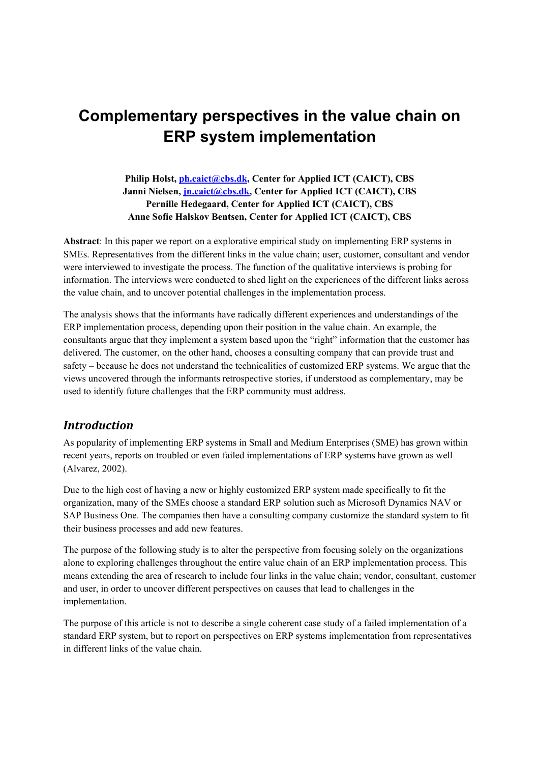# Complementary perspectives in the value chain on ERP system implementation

**Philip Holst, ph.caict@cbs.dk, Center for Applied ICT (CAICT), CBS**
**Janni Nielsen, jn.caict@cbs.dk, Center for Applied ICT (CAICT), CBS**
**Pernille Hedegaard, Center for Applied ICT (CAICT), CBS**
**Anne Sofie Halskov Bentsen, Center for Applied ICT (CAICT), CBS**

**Abstract**: In this paper we report on a explorative empirical study on implementing ERP systems in SMEs. Representatives from the different links in the value chain; user, customer, consultant and vendor were interviewed to investigate the process. The function of the qualitative interviews is probing for information. The interviews were conducted to shed light on the experiences of the different links across the value chain, and to uncover potential challenges in the implementation process.

The analysis shows that the informants have radically different experiences and understandings of the ERP implementation process, depending upon their position in the value chain. An example, the consultants argue that they implement a system based upon the "right" information that the customer has delivered. The customer, on the other hand, chooses a consulting company that can provide trust and safety – because he does not understand the technicalities of customized ERP systems. We argue that the views uncovered through the informants retrospective stories, if understood as complementary, may be used to identify future challenges that the ERP community must address.

## *Introduction*

As popularity of implementing ERP systems in Small and Medium Enterprises (SME) has grown within recent years, reports on troubled or even failed implementations of ERP systems have grown as well (Alvarez, 2002).

Due to the high cost of having a new or highly customized ERP system made specifically to fit the organization, many of the SMEs choose a standard ERP solution such as Microsoft Dynamics NAV or SAP Business One. The companies then have a consulting company customize the standard system to fit their business processes and add new features.

The purpose of the following study is to alter the perspective from focusing solely on the organizations alone to exploring challenges throughout the entire value chain of an ERP implementation process. This means extending the area of research to include four links in the value chain; vendor, consultant, customer and user, in order to uncover different perspectives on causes that lead to challenges in the implementation.

The purpose of this article is not to describe a single coherent case study of a failed implementation of a standard ERP system, but to report on perspectives on ERP systems implementation from representatives in different links of the value chain.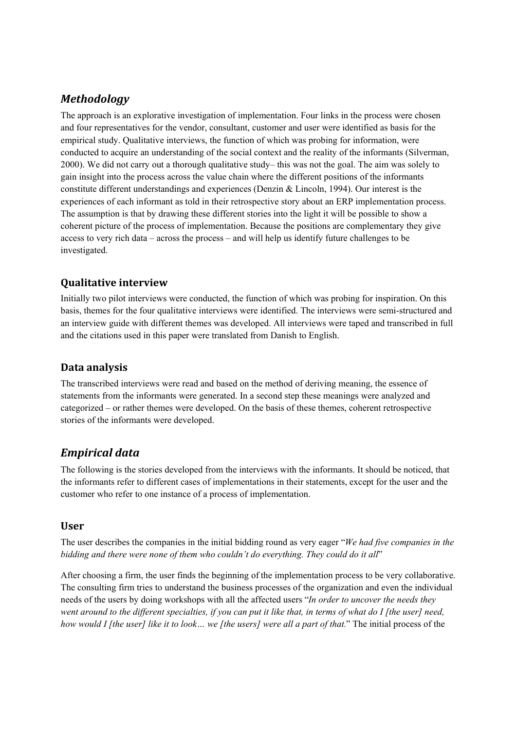## *Methodology*

The approach is an explorative investigation of implementation. Four links in the process were chosen and four representatives for the vendor, consultant, customer and user were identified as basis for the empirical study. Qualitative interviews, the function of which was probing for information, were conducted to acquire an understanding of the social context and the reality of the informants (Silverman, 2000). We did not carry out a thorough qualitative study– this was not the goal. The aim was solely to gain insight into the process across the value chain where the different positions of the informants constitute different understandings and experiences (Denzin & Lincoln, 1994). Our interest is the experiences of each informant as told in their retrospective story about an ERP implementation process. The assumption is that by drawing these different stories into the light it will be possible to show a coherent picture of the process of implementation. Because the positions are complementary they give access to very rich data – across the process – and will help us identify future challenges to be investigated.

### Qualitative interview

Initially two pilot interviews were conducted, the function of which was probing for inspiration. On this basis, themes for the four qualitative interviews were identified. The interviews were semi-structured and an interview guide with different themes was developed. All interviews were taped and transcribed in full and the citations used in this paper were translated from Danish to English.

### Data analysis

The transcribed interviews were read and based on the method of deriving meaning, the essence of statements from the informants were generated. In a second step these meanings were analyzed and categorized – or rather themes were developed. On the basis of these themes, coherent retrospective stories of the informants were developed.

## *Empirical data*

The following is the stories developed from the interviews with the informants. It should be noticed, that the informants refer to different cases of implementations in their statements, except for the user and the customer who refer to one instance of a process of implementation.

### User

The user describes the companies in the initial bidding round as very eager "*We had five companies in the bidding and there were none of them who couldn't do everything. They could do it all*"

After choosing a firm, the user finds the beginning of the implementation process to be very collaborative. The consulting firm tries to understand the business processes of the organization and even the individual needs of the users by doing workshops with all the affected users "*In order to uncover the needs they went around to the different specialties, if you can put it like that, in terms of what do I [the user] need, how would I [the user] like it to look… we [the users] were all a part of that.*" The initial process of the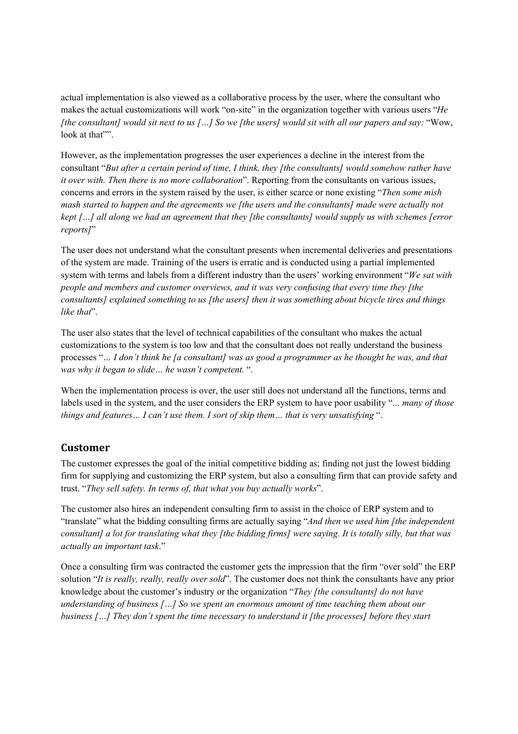actual implementation is also viewed as a collaborative process by the user, where the consultant who makes the actual customizations will work "on-site" in the organization together with various users "*He [the consultant] would sit next to us […] So we [the users] would sit with all our papers and say:* "Wow, look at that"".

However, as the implementation progresses the user experiences a decline in the interest from the consultant "*But after a certain period of time, I think, they [the consultants] would somehow rather have it over with. Then there is no more collaboration*". Reporting from the consultants on various issues, concerns and errors in the system raised by the user, is either scarce or none existing "*Then some mish mash started to happen and the agreements we [the users and the consultants] made were actually not kept […] all along we had an agreement that they [the consultants] would supply us with schemes [error reports]*"

The user does not understand what the consultant presents when incremental deliveries and presentations of the system are made. Training of the users is erratic and is conducted using a partial implemented system with terms and labels from a different industry than the users' working environment "*We sat with people and members and customer overviews, and it was very confusing that every time they [the consultants] explained something to us [the users] then it was something about bicycle tires and things like that*".

The user also states that the level of technical capabilities of the consultant who makes the actual customizations to the system is too low and that the consultant does not really understand the business processes "*… I don't think he [a consultant] was as good a programmer as he thought he was, and that was why it began to slide… he wasn't competent.* ".

When the implementation process is over, the user still does not understand all the functions, terms and labels used in the system, and the user considers the ERP system to have poor usability "*… many of those things and features… I can't use them. I sort of skip them… that is very unsatisfying* ".

## Customer

The customer expresses the goal of the initial competitive bidding as; finding not just the lowest bidding firm for supplying and customizing the ERP system, but also a consulting firm that can provide safety and trust. "*They sell safety. In terms of, that what you buy actually works*".

The customer also hires an independent consulting firm to assist in the choice of ERP system and to "translate" what the bidding consulting firms are actually saying "*And then we used him [the independent consultant] a lot for translating what they [the bidding firms] were saying. It is totally silly, but that was actually an important task*."

Once a consulting firm was contracted the customer gets the impression that the firm "over sold" the ERP solution "*It is really, really, really over sold*". The customer does not think the consultants have any prior knowledge about the customer's industry or the organization "*They [the consultants] do not have understanding of business […] So we spent an enormous amount of time teaching them about our business […] They don't spent the time necessary to understand it [the processes] before they start*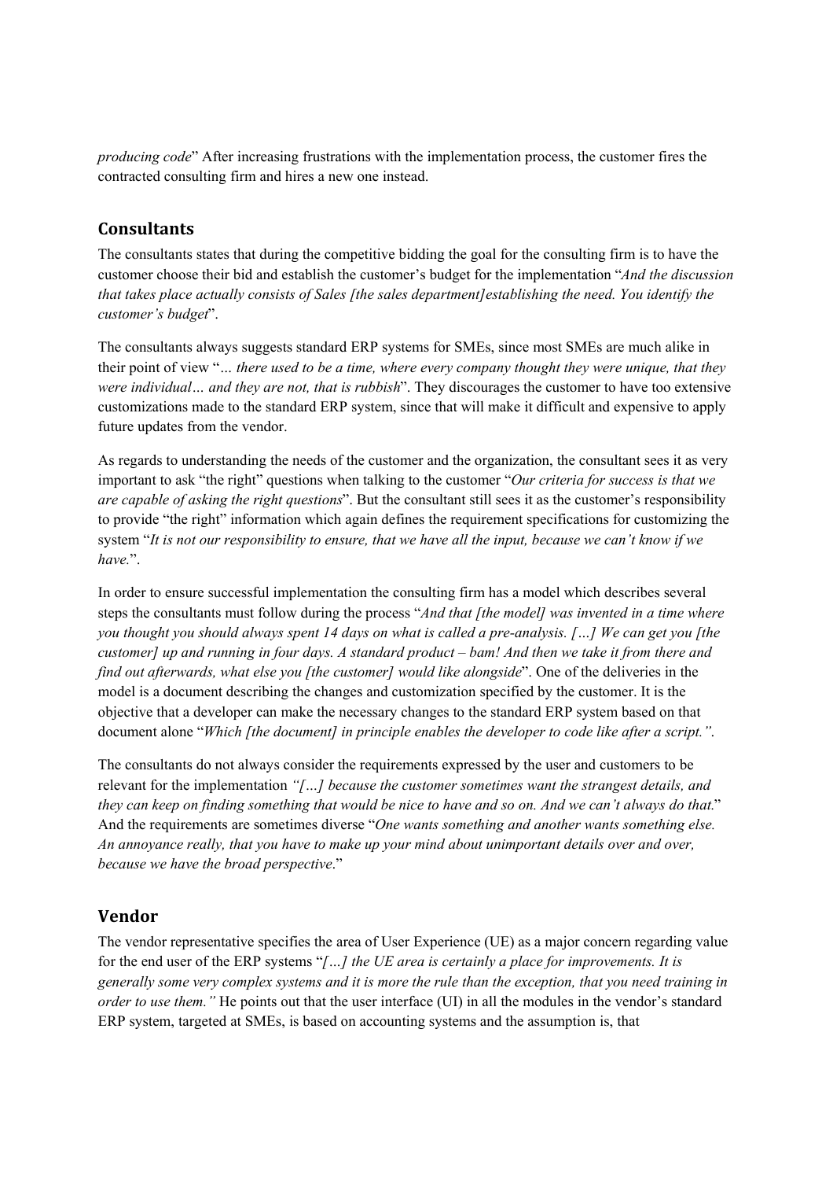*producing code*" After increasing frustrations with the implementation process, the customer fires the contracted consulting firm and hires a new one instead.

## Consultants

The consultants states that during the competitive bidding the goal for the consulting firm is to have the customer choose their bid and establish the customer's budget for the implementation "*And the discussion that takes place actually consists of Sales [the sales department]establishing the need. You identify the customer's budget*".

The consultants always suggests standard ERP systems for SMEs, since most SMEs are much alike in their point of view "*… there used to be a time, where every company thought they were unique, that they were individual… and they are not, that is rubbish*". They discourages the customer to have too extensive customizations made to the standard ERP system, since that will make it difficult and expensive to apply future updates from the vendor.

As regards to understanding the needs of the customer and the organization, the consultant sees it as very important to ask "the right" questions when talking to the customer "*Our criteria for success is that we are capable of asking the right questions*". But the consultant still sees it as the customer's responsibility to provide "the right" information which again defines the requirement specifications for customizing the system "*It is not our responsibility to ensure, that we have all the input, because we can't know if we have.*".

In order to ensure successful implementation the consulting firm has a model which describes several steps the consultants must follow during the process "*And that [the model] was invented in a time where you thought you should always spent 14 days on what is called a pre-analysis. […] We can get you [the customer] up and running in four days. A standard product – bam! And then we take it from there and find out afterwards, what else you [the customer] would like alongside*". One of the deliveries in the model is a document describing the changes and customization specified by the customer. It is the objective that a developer can make the necessary changes to the standard ERP system based on that document alone "*Which [the document] in principle enables the developer to code like after a script.".*

The consultants do not always consider the requirements expressed by the user and customers to be relevant for the implementation *"[…] because the customer sometimes want the strangest details, and they can keep on finding something that would be nice to have and so on. And we can't always do that.*" And the requirements are sometimes diverse "*One wants something and another wants something else. An annoyance really, that you have to make up your mind about unimportant details over and over, because we have the broad perspective*."

## Vendor

The vendor representative specifies the area of User Experience (UE) as a major concern regarding value for the end user of the ERP systems "*[…] the UE area is certainly a place for improvements. It is generally some very complex systems and it is more the rule than the exception, that you need training in order to use them."* He points out that the user interface (UI) in all the modules in the vendor's standard ERP system, targeted at SMEs, is based on accounting systems and the assumption is, that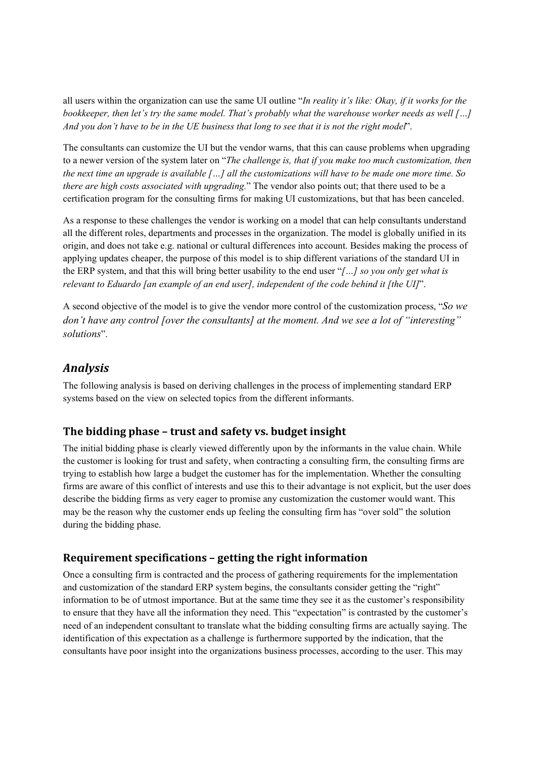all users within the organization can use the same UI outline "*In reality it's like: Okay, if it works for the bookkeeper, then let's try the same model. That's probably what the warehouse worker needs as well […] And you don't have to be in the UE business that long to see that it is not the right model*".

The consultants can customize the UI but the vendor warns, that this can cause problems when upgrading to a newer version of the system later on "*The challenge is, that if you make too much customization, then the next time an upgrade is available […] all the customizations will have to be made one more time. So there are high costs associated with upgrading.*" The vendor also points out; that there used to be a certification program for the consulting firms for making UI customizations, but that has been canceled.

As a response to these challenges the vendor is working on a model that can help consultants understand all the different roles, departments and processes in the organization. The model is globally unified in its origin, and does not take e.g. national or cultural differences into account. Besides making the process of applying updates cheaper, the purpose of this model is to ship different variations of the standard UI in the ERP system, and that this will bring better usability to the end user "*[…] so you only get what is relevant to Eduardo [an example of an end user], independent of the code behind it [the UI]*".

A second objective of the model is to give the vendor more control of the customization process, "*So we don't have any control [over the consultants] at the moment. And we see a lot of "interesting" solutions*".

## *Analysis*

The following analysis is based on deriving challenges in the process of implementing standard ERP systems based on the view on selected topics from the different informants.

### The bidding phase – trust and safety vs. budget insight

The initial bidding phase is clearly viewed differently upon by the informants in the value chain. While the customer is looking for trust and safety, when contracting a consulting firm, the consulting firms are trying to establish how large a budget the customer has for the implementation. Whether the consulting firms are aware of this conflict of interests and use this to their advantage is not explicit, but the user does describe the bidding firms as very eager to promise any customization the customer would want. This may be the reason why the customer ends up feeling the consulting firm has "over sold" the solution during the bidding phase.

### Requirement specifications – getting the right information

Once a consulting firm is contracted and the process of gathering requirements for the implementation and customization of the standard ERP system begins, the consultants consider getting the "right" information to be of utmost importance. But at the same time they see it as the customer's responsibility to ensure that they have all the information they need. This "expectation" is contrasted by the customer's need of an independent consultant to translate what the bidding consulting firms are actually saying. The identification of this expectation as a challenge is furthermore supported by the indication, that the consultants have poor insight into the organizations business processes, according to the user. This may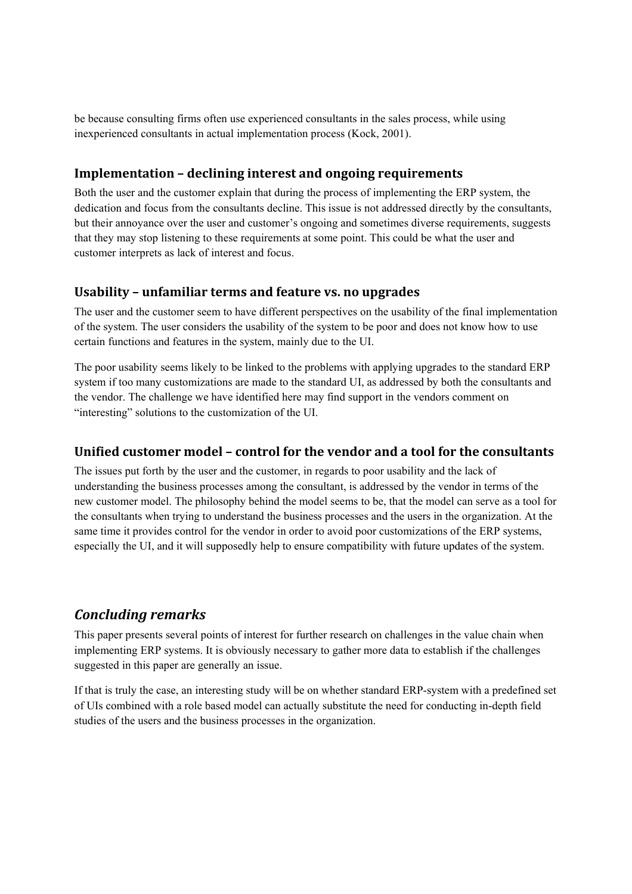be because consulting firms often use experienced consultants in the sales process, while using inexperienced consultants in actual implementation process (Kock, 2001).

### Implementation – declining interest and ongoing requirements

Both the user and the customer explain that during the process of implementing the ERP system, the dedication and focus from the consultants decline. This issue is not addressed directly by the consultants, but their annoyance over the user and customer's ongoing and sometimes diverse requirements, suggests that they may stop listening to these requirements at some point. This could be what the user and customer interprets as lack of interest and focus.

### Usability – unfamiliar terms and feature vs. no upgrades

The user and the customer seem to have different perspectives on the usability of the final implementation of the system. The user considers the usability of the system to be poor and does not know how to use certain functions and features in the system, mainly due to the UI.

The poor usability seems likely to be linked to the problems with applying upgrades to the standard ERP system if too many customizations are made to the standard UI, as addressed by both the consultants and the vendor. The challenge we have identified here may find support in the vendors comment on "interesting" solutions to the customization of the UI.

### Unified customer model – control for the vendor and a tool for the consultants

The issues put forth by the user and the customer, in regards to poor usability and the lack of understanding the business processes among the consultant, is addressed by the vendor in terms of the new customer model. The philosophy behind the model seems to be, that the model can serve as a tool for the consultants when trying to understand the business processes and the users in the organization. At the same time it provides control for the vendor in order to avoid poor customizations of the ERP systems, especially the UI, and it will supposedly help to ensure compatibility with future updates of the system.

## *Concluding remarks*

This paper presents several points of interest for further research on challenges in the value chain when implementing ERP systems. It is obviously necessary to gather more data to establish if the challenges suggested in this paper are generally an issue.

If that is truly the case, an interesting study will be on whether standard ERP-system with a predefined set of UIs combined with a role based model can actually substitute the need for conducting in-depth field studies of the users and the business processes in the organization.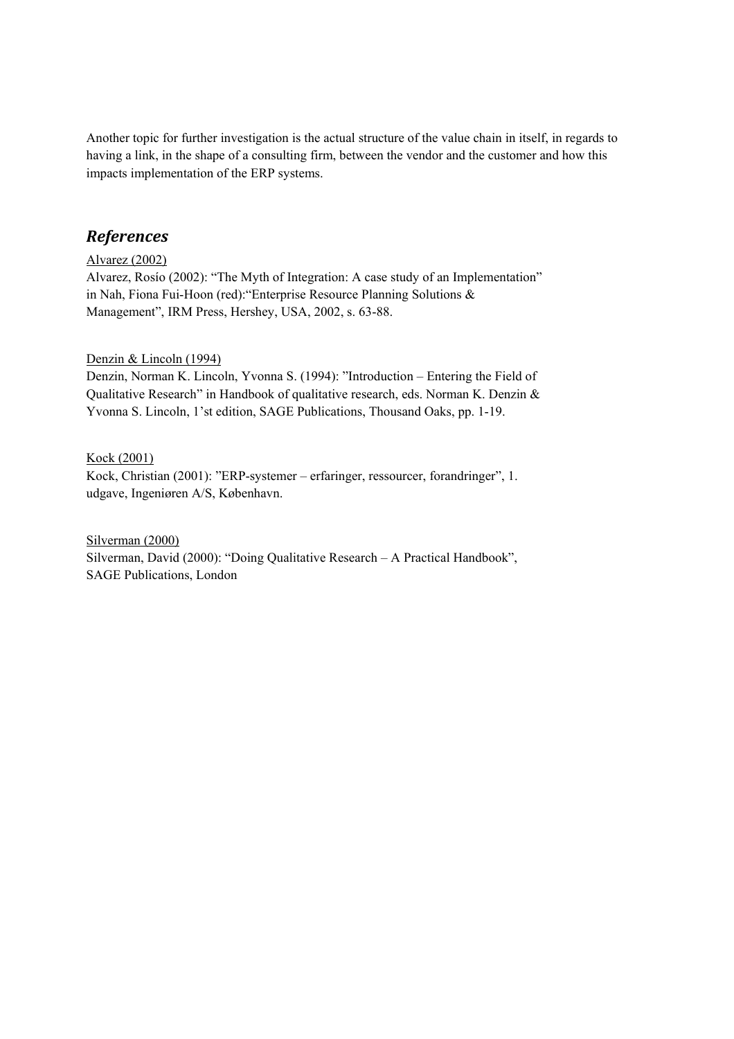Another topic for further investigation is the actual structure of the value chain in itself, in regards to having a link, in the shape of a consulting firm, between the vendor and the customer and how this impacts implementation of the ERP systems.

## *References*

<u>Alvarez (2002)</u>
Alvarez, Rosío (2002): "The Myth of Integration: A case study of an Implementation" in Nah, Fiona Fui-Hoon (red):"Enterprise Resource Planning Solutions & Management", IRM Press, Hershey, USA, 2002, s. 63-88.

<u>Denzin & Lincoln (1994)</u>
Denzin, Norman K. Lincoln, Yvonna S. (1994): "Introduction – Entering the Field of Qualitative Research" in Handbook of qualitative research, eds. Norman K. Denzin & Yvonna S. Lincoln, 1'st edition, SAGE Publications, Thousand Oaks, pp. 1-19.

<u>Kock (2001)</u>
Kock, Christian (2001): "ERP-systemer – erfaringer, ressourcer, forandringer", 1. udgave, Ingeniøren A/S, København.

<u>Silverman (2000)</u>
Silverman, David (2000): "Doing Qualitative Research – A Practical Handbook", SAGE Publications, London